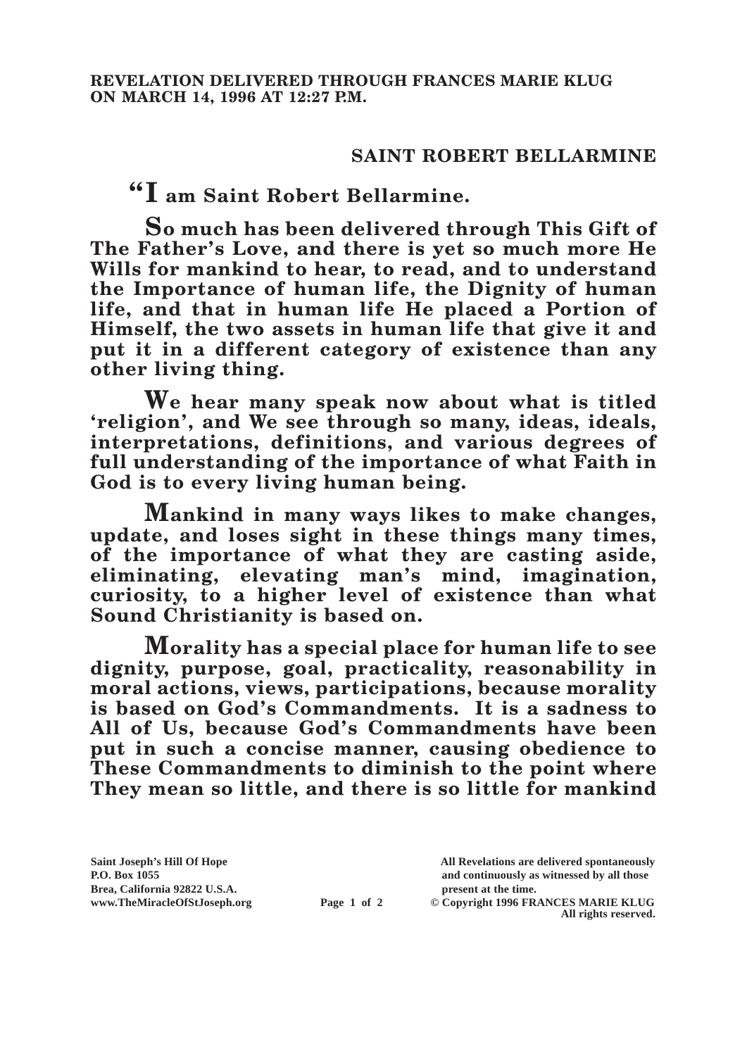**REVELATION DELIVERED THROUGH FRANCES MARIE KLUG ON MARCH 14, 1996 AT 12:27 P.M.**

## SAINT ROBERT BELLARMINE

**"I am Saint Robert Bellarmine.**

**So much has been delivered through This Gift of The Father's Love, and there is yet so much more He Wills for mankind to hear, to read, and to understand the Importance of human life, the Dignity of human life, and that in human life He placed a Portion of Himself, the two assets in human life that give it and put it in a different category of existence than any other living thing.**

**We hear many speak now about what is titled 'religion', and We see through so many, ideas, ideals, interpretations, definitions, and various degrees of full understanding of the importance of what Faith in God is to every living human being.**

**Mankind in many ways likes to make changes, update, and loses sight in these things many times, of the importance of what they are casting aside, eliminating, elevating man's mind, imagination, curiosity, to a higher level of existence than what Sound Christianity is based on.**

**Morality has a special place for human life to see dignity, purpose, goal, practicality, reasonability in moral actions, views, participations, because morality is based on God's Commandments. It is a sadness to All of Us, because God's Commandments have been put in such a concise manner, causing obedience to These Commandments to diminish to the point where They mean so little, and there is so little for mankind**

Saint Joseph's Hill Of Hope
P.O. Box 1055
Brea, California 92822 U.S.A.
www.TheMiracleOfStJoseph.org

All Revelations are delivered spontaneously and continuously as witnessed by all those present at the time.
© Copyright 1996 FRANCES MARIE KLUG
All rights reserved.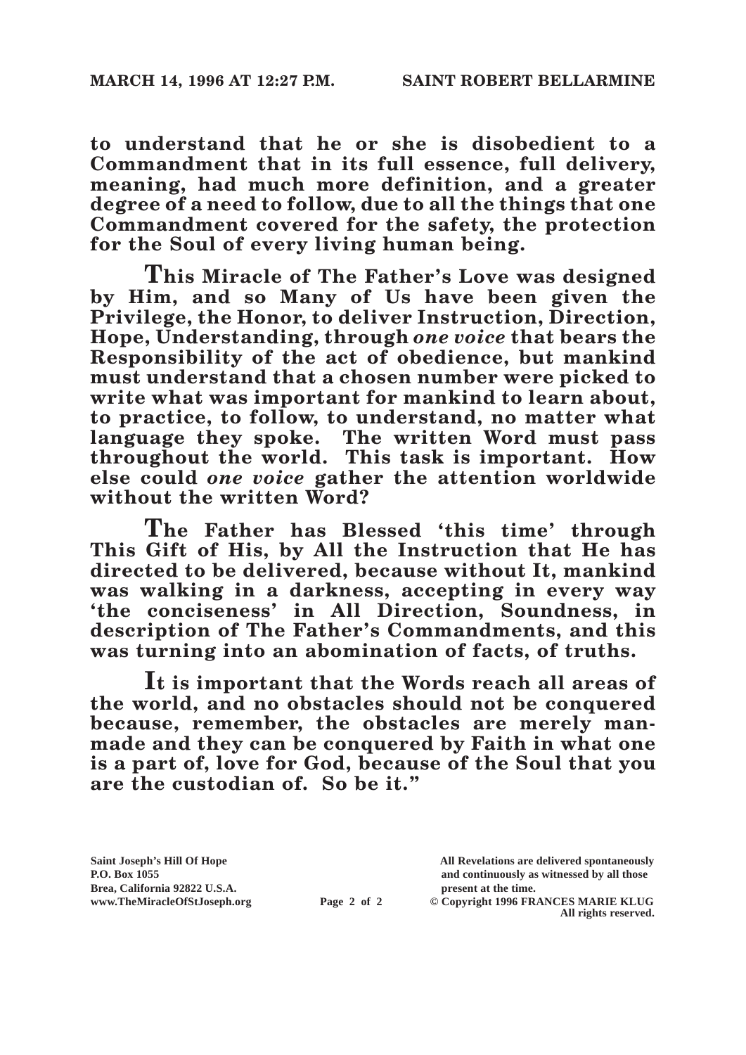**to understand that he or she is disobedient to a Commandment that in its full essence, full delivery, meaning, had much more definition, and a greater degree of a need to follow, due to all the things that one Commandment covered for the safety, the protection for the Soul of every living human being.**

**This Miracle of The Father's Love was designed by Him, and so Many of Us have been given the Privilege, the Honor, to deliver Instruction, Direction, Hope, Understanding, through *one voice* that bears the Responsibility of the act of obedience, but mankind must understand that a chosen number were picked to write what was important for mankind to learn about, to practice, to follow, to understand, no matter what language they spoke. The written Word must pass throughout the world. This task is important. How else could *one voice* gather the attention worldwide without the written Word?**

**The Father has Blessed 'this time' through This Gift of His, by All the Instruction that He has directed to be delivered, because without It, mankind was walking in a darkness, accepting in every way 'the conciseness' in All Direction, Soundness, in description of The Father's Commandments, and this was turning into an abomination of facts, of truths.**

**It is important that the Words reach all areas of the world, and no obstacles should not be conquered because, remember, the obstacles are merely man-made and they can be conquered by Faith in what one is a part of, love for God, because of the Soul that you are the custodian of. So be it."**

**Saint Joseph's Hill Of Hope**
**P.O. Box 1055**
**Brea, California 92822 U.S.A.**
**www.TheMiracleOfStJoseph.org**

**All Revelations are delivered spontaneously and continuously as witnessed by all those present at the time.**
**© Copyright 1996 FRANCES MARIE KLUG**
**All rights reserved.**